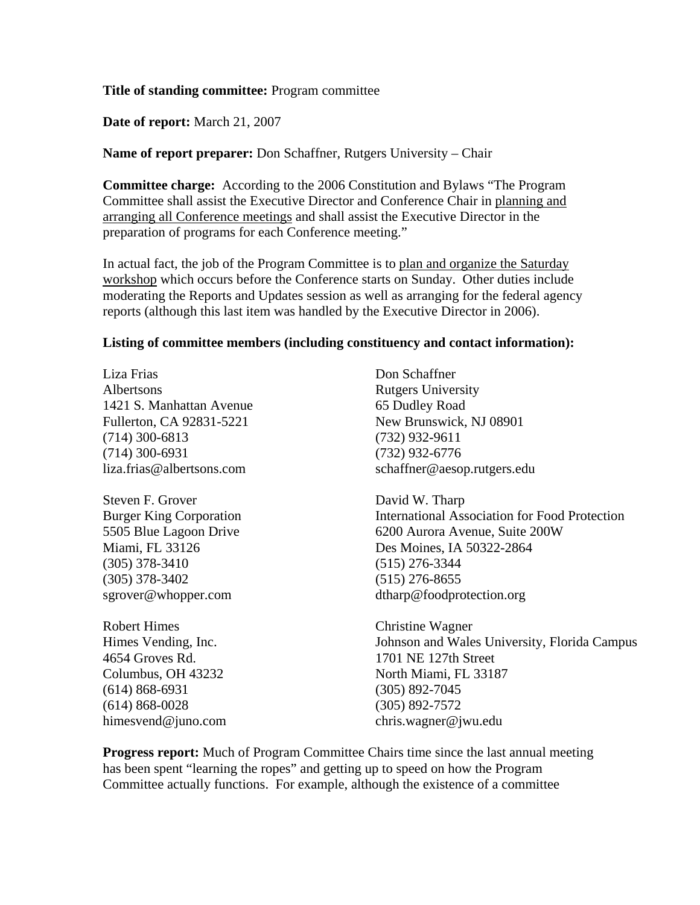**Title of standing committee:** Program committee

**Date of report:** March 21, 2007

**Name of report preparer:** Don Schaffner, Rutgers University – Chair

**Committee charge:** According to the 2006 Constitution and Bylaws "The Program Committee shall assist the Executive Director and Conference Chair in <u>planning and arranging all Conference meetings</u> and shall assist the Executive Director in the preparation of programs for each Conference meeting."

In actual fact, the job of the Program Committee is to <u>plan and organize the Saturday workshop</u> which occurs before the Conference starts on Sunday. Other duties include moderating the Reports and Updates session as well as arranging for the federal agency reports (although this last item was handled by the Executive Director in 2006).

**Listing of committee members (including constituency and contact information):**

Liza Frias
Albertsons
1421 S. Manhattan Avenue
Fullerton, CA 92831-5221
(714) 300-6813
(714) 300-6931
liza.frias@albertsons.com

Steven F. Grover
Burger King Corporation
5505 Blue Lagoon Drive
Miami, FL 33126
(305) 378-3410
(305) 378-3402
sgrover@whopper.com

Robert Himes
Himes Vending, Inc.
4654 Groves Rd.
Columbus, OH 43232
(614) 868-6931
(614) 868-0028
himesvend@juno.com

Don Schaffner
Rutgers University
65 Dudley Road
New Brunswick, NJ 08901
(732) 932-9611
(732) 932-6776
schaffner@aesop.rutgers.edu

David W. Tharp
International Association for Food Protection
6200 Aurora Avenue, Suite 200W
Des Moines, IA 50322-2864
(515) 276-3344
(515) 276-8655
dtharp@foodprotection.org

Christine Wagner
Johnson and Wales University, Florida Campus
1701 NE 127th Street
North Miami, FL 33187
(305) 892-7045
(305) 892-7572
chris.wagner@jwu.edu

**Progress report:** Much of Program Committee Chairs time since the last annual meeting has been spent "learning the ropes" and getting up to speed on how the Program Committee actually functions. For example, although the existence of a committee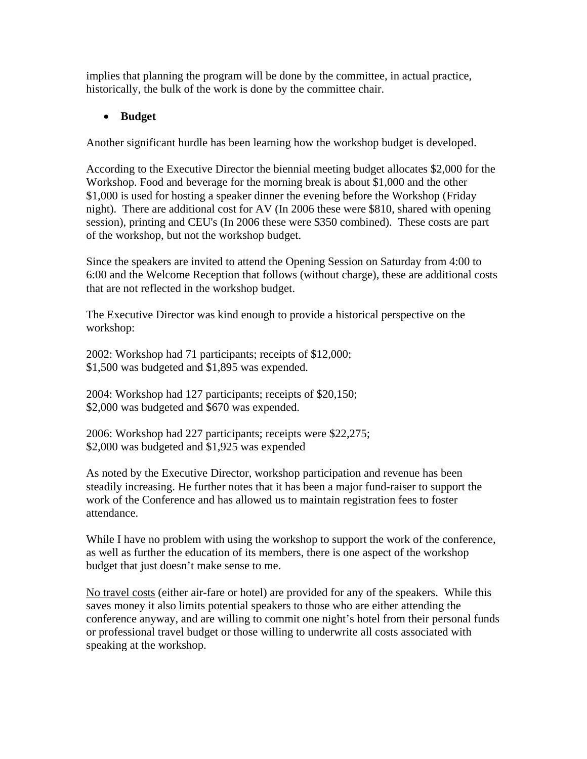implies that planning the program will be done by the committee, in actual practice, historically, the bulk of the work is done by the committee chair.

- **Budget**

Another significant hurdle has been learning how the workshop budget is developed.

According to the Executive Director the biennial meeting budget allocates $2,000 for the Workshop. Food and beverage for the morning break is about $1,000 and the other $1,000 is used for hosting a speaker dinner the evening before the Workshop (Friday night). There are additional cost for AV (In 2006 these were $810, shared with opening session), printing and CEU's (In 2006 these were $350 combined). These costs are part of the workshop, but not the workshop budget.

Since the speakers are invited to attend the Opening Session on Saturday from 4:00 to 6:00 and the Welcome Reception that follows (without charge), these are additional costs that are not reflected in the workshop budget.

The Executive Director was kind enough to provide a historical perspective on the workshop:

2002: Workshop had 71 participants; receipts of $12,000;
$1,500 was budgeted and $1,895 was expended.

2004: Workshop had 127 participants; receipts of $20,150;
$2,000 was budgeted and $670 was expended.

2006: Workshop had 227 participants; receipts were $22,275;
$2,000 was budgeted and $1,925 was expended

As noted by the Executive Director, workshop participation and revenue has been steadily increasing. He further notes that it has been a major fund-raiser to support the work of the Conference and has allowed us to maintain registration fees to foster attendance.

While I have no problem with using the workshop to support the work of the conference, as well as further the education of its members, there is one aspect of the workshop budget that just doesn't make sense to me.

<u>No travel costs</u> (either air-fare or hotel) are provided for any of the speakers. While this saves money it also limits potential speakers to those who are either attending the conference anyway, and are willing to commit one night's hotel from their personal funds or professional travel budget or those willing to underwrite all costs associated with speaking at the workshop.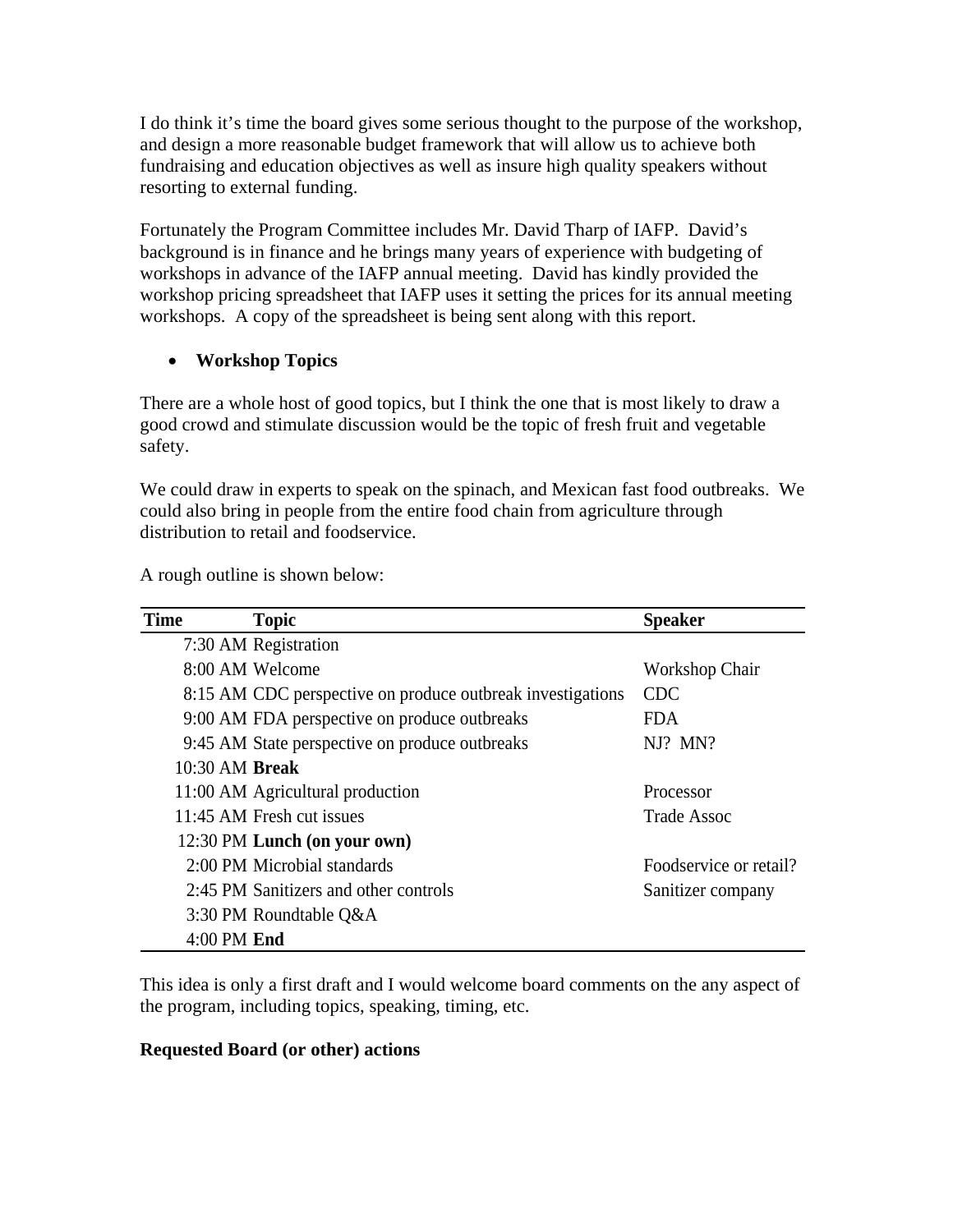I do think it's time the board gives some serious thought to the purpose of the workshop, and design a more reasonable budget framework that will allow us to achieve both fundraising and education objectives as well as insure high quality speakers without resorting to external funding.

Fortunately the Program Committee includes Mr. David Tharp of IAFP. David's background is in finance and he brings many years of experience with budgeting of workshops in advance of the IAFP annual meeting. David has kindly provided the workshop pricing spreadsheet that IAFP uses it setting the prices for its annual meeting workshops. A copy of the spreadsheet is being sent along with this report.

- **Workshop Topics**

There are a whole host of good topics, but I think the one that is most likely to draw a good crowd and stimulate discussion would be the topic of fresh fruit and vegetable safety.

We could draw in experts to speak on the spinach, and Mexican fast food outbreaks. We could also bring in people from the entire food chain from agriculture through distribution to retail and foodservice.

A rough outline is shown below:

| Time | Topic | Speaker |
|---|---|---|
| 7:30 AM | Registration | |
| 8:00 AM | Welcome | Workshop Chair |
| 8:15 AM | CDC perspective on produce outbreak investigations | CDC |
| 9:00 AM | FDA perspective on produce outbreaks | FDA |
| 9:45 AM | State perspective on produce outbreaks | NJ? MN? |
| 10:30 AM | **Break** | |
| 11:00 AM | Agricultural production | Processor |
| 11:45 AM | Fresh cut issues | Trade Assoc |
| 12:30 PM | **Lunch (on your own)** | |
| 2:00 PM | Microbial standards | Foodservice or retail? |
| 2:45 PM | Sanitizers and other controls | Sanitizer company |
| 3:30 PM | Roundtable Q&A | |
| 4:00 PM | **End** | |

This idea is only a first draft and I would welcome board comments on the any aspect of the program, including topics, speaking, timing, etc.

**Requested Board (or other) actions**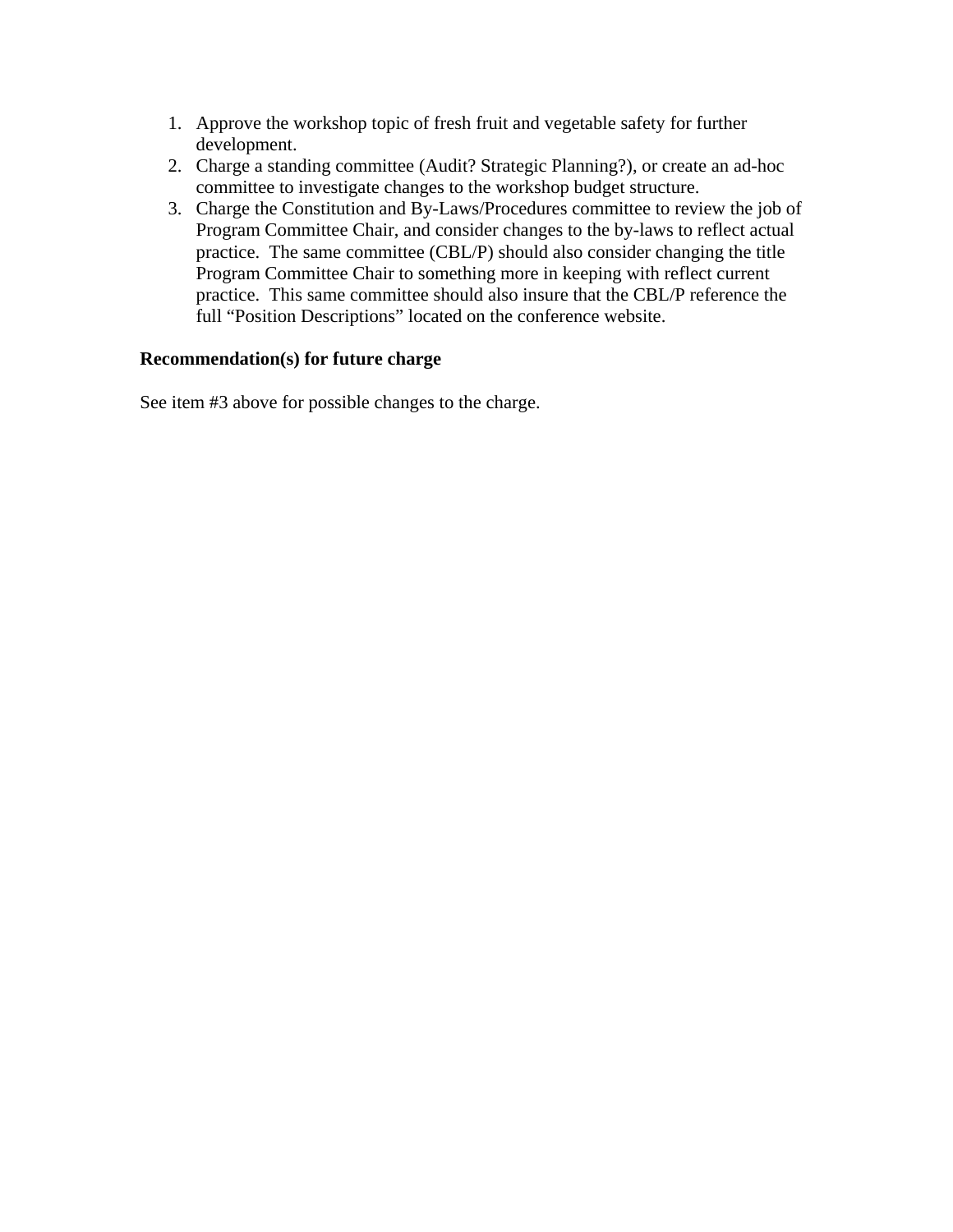1. Approve the workshop topic of fresh fruit and vegetable safety for further development.
2. Charge a standing committee (Audit? Strategic Planning?), or create an ad-hoc committee to investigate changes to the workshop budget structure.
3. Charge the Constitution and By-Laws/Procedures committee to review the job of Program Committee Chair, and consider changes to the by-laws to reflect actual practice. The same committee (CBL/P) should also consider changing the title Program Committee Chair to something more in keeping with reflect current practice. This same committee should also insure that the CBL/P reference the full "Position Descriptions" located on the conference website.

**Recommendation(s) for future charge**

See item #3 above for possible changes to the charge.